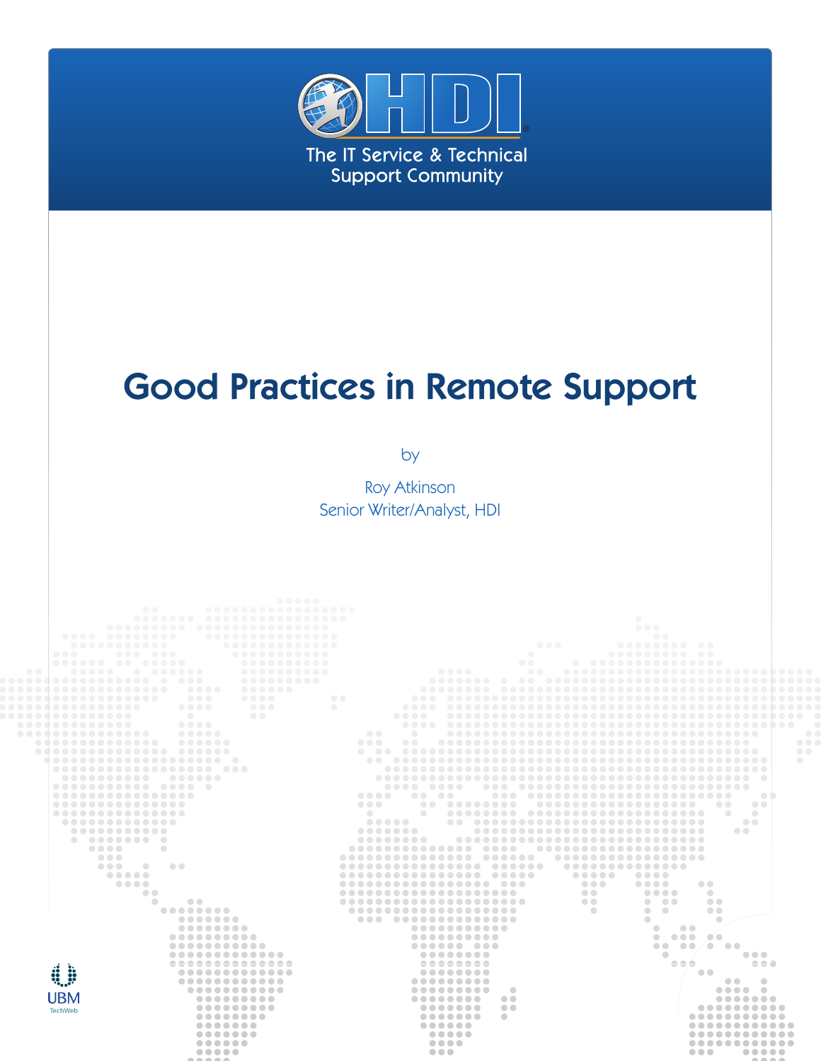HDI

The IT Service & Technical Support Community

# Good Practices in Remote Support

by

Roy Atkinson

Senior Writer/Analyst, HDI

UBM

TechWeb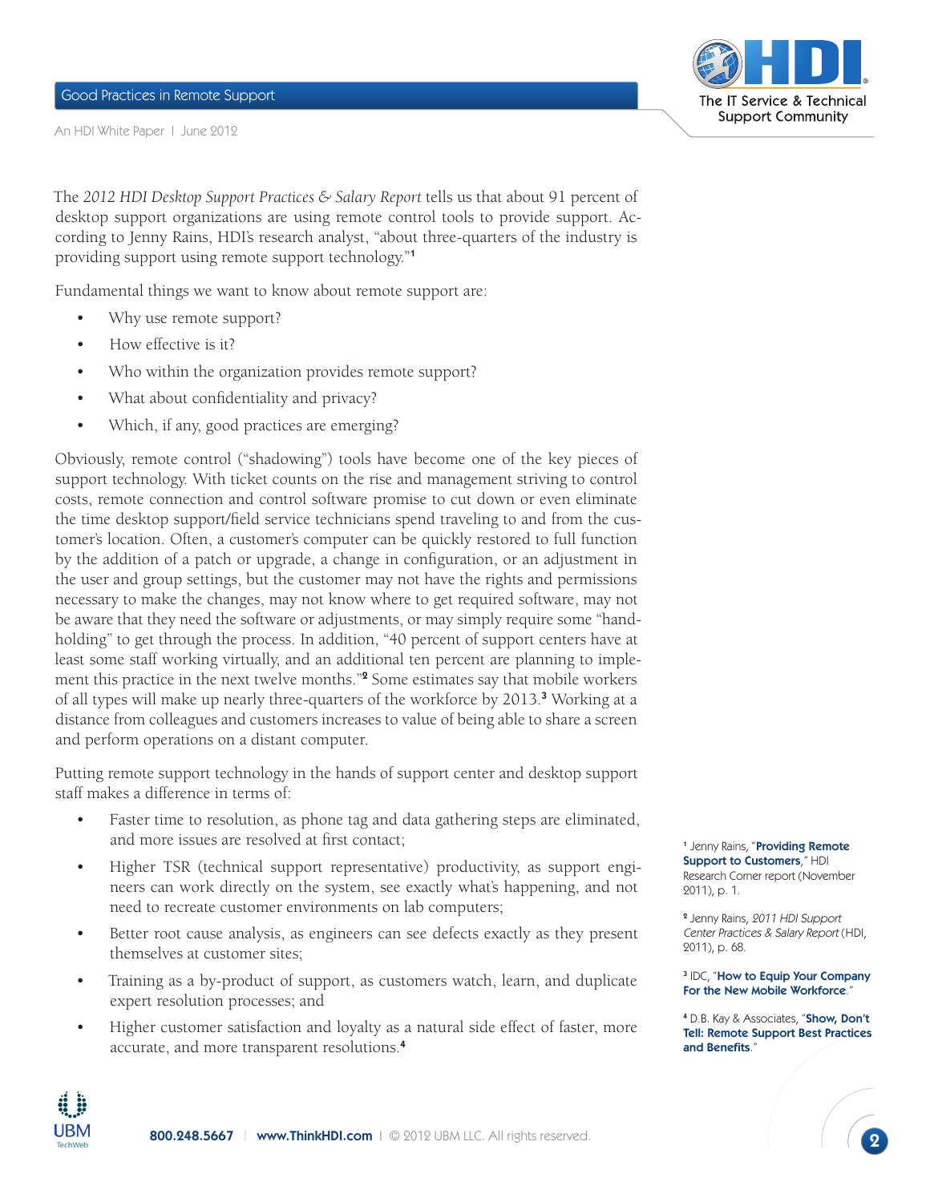The *2012 HDI Desktop Support Practices & Salary Report* tells us that about 91 percent of desktop support organizations are using remote control tools to provide support. According to Jenny Rains, HDI's research analyst, "about three-quarters of the industry is providing support using remote support technology."[1]

Fundamental things we want to know about remote support are:

- Why use remote support?
- How effective is it?
- Who within the organization provides remote support?
- What about confidentiality and privacy?
- Which, if any, good practices are emerging?

Obviously, remote control ("shadowing") tools have become one of the key pieces of support technology. With ticket counts on the rise and management striving to control costs, remote connection and control software promise to cut down or even eliminate the time desktop support/field service technicians spend traveling to and from the customer's location. Often, a customer's computer can be quickly restored to full function by the addition of a patch or upgrade, a change in configuration, or an adjustment in the user and group settings, but the customer may not have the rights and permissions necessary to make the changes, may not know where to get required software, may not be aware that they need the software or adjustments, or may simply require some "hand-holding" to get through the process. In addition, "40 percent of support centers have at least some staff working virtually, and an additional ten percent are planning to implement this practice in the next twelve months."[2] Some estimates say that mobile workers of all types will make up nearly three-quarters of the workforce by 2013.[3] Working at a distance from colleagues and customers increases to value of being able to share a screen and perform operations on a distant computer.

Putting remote support technology in the hands of support center and desktop support staff makes a difference in terms of:

- Faster time to resolution, as phone tag and data gathering steps are eliminated, and more issues are resolved at first contact;
- Higher TSR (technical support representative) productivity, as support engineers can work directly on the system, see exactly what's happening, and not need to recreate customer environments on lab computers;
- Better root cause analysis, as engineers can see defects exactly as they present themselves at customer sites;
- Training as a by-product of support, as customers watch, learn, and duplicate expert resolution processes; and
- Higher customer satisfaction and loyalty as a natural side effect of faster, more accurate, and more transparent resolutions.[4]

---

[1] Jenny Rains, "**Providing Remote Support to Customers**," HDI Research Corner report (November 2011), p. 1.

[2] Jenny Rains, *2011 HDI Support Center Practices & Salary Report* (HDI, 2011), p. 68.

[3] IDC, "**How to Equip Your Company For the New Mobile Workforce**."

[4] D.B. Kay & Associates, "**Show, Don't Tell: Remote Support Best Practices and Benefits**."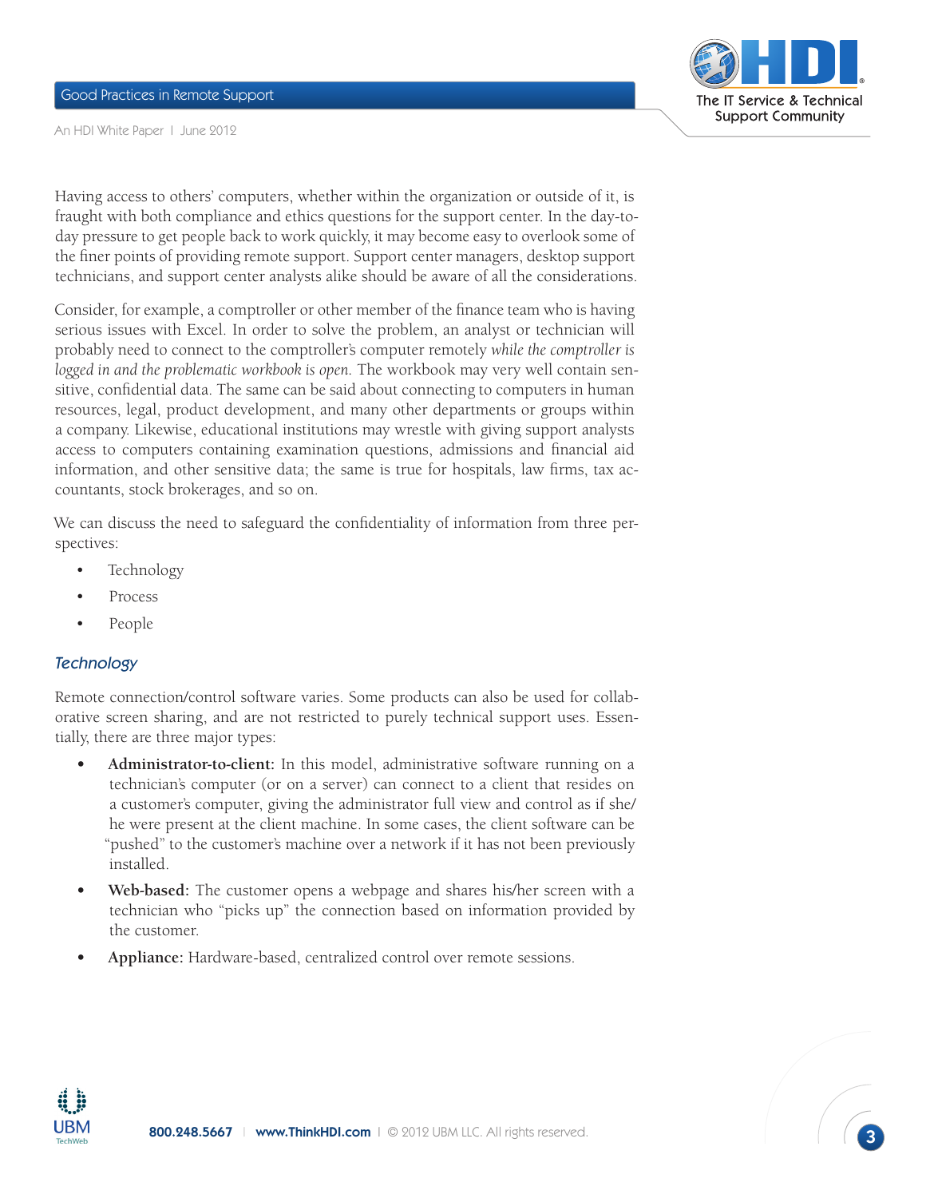Having access to others' computers, whether within the organization or outside of it, is fraught with both compliance and ethics questions for the support center. In the day-to-day pressure to get people back to work quickly, it may become easy to overlook some of the finer points of providing remote support. Support center managers, desktop support technicians, and support center analysts alike should be aware of all the considerations.

Consider, for example, a comptroller or other member of the finance team who is having serious issues with Excel. In order to solve the problem, an analyst or technician will probably need to connect to the comptroller's computer remotely *while the comptroller is logged in and the problematic workbook is open*. The workbook may very well contain sensitive, confidential data. The same can be said about connecting to computers in human resources, legal, product development, and many other departments or groups within a company. Likewise, educational institutions may wrestle with giving support analysts access to computers containing examination questions, admissions and financial aid information, and other sensitive data; the same is true for hospitals, law firms, tax accountants, stock brokerages, and so on.

We can discuss the need to safeguard the confidentiality of information from three perspectives:

- Technology
- Process
- People

## *Technology*

Remote connection/control software varies. Some products can also be used for collaborative screen sharing, and are not restricted to purely technical support uses. Essentially, there are three major types:

- **Administrator-to-client:** In this model, administrative software running on a technician's computer (or on a server) can connect to a client that resides on a customer's computer, giving the administrator full view and control as if she/he were present at the client machine. In some cases, the client software can be "pushed" to the customer's machine over a network if it has not been previously installed.
- **Web-based:** The customer opens a webpage and shares his/her screen with a technician who "picks up" the connection based on information provided by the customer.
- **Appliance:** Hardware-based, centralized control over remote sessions.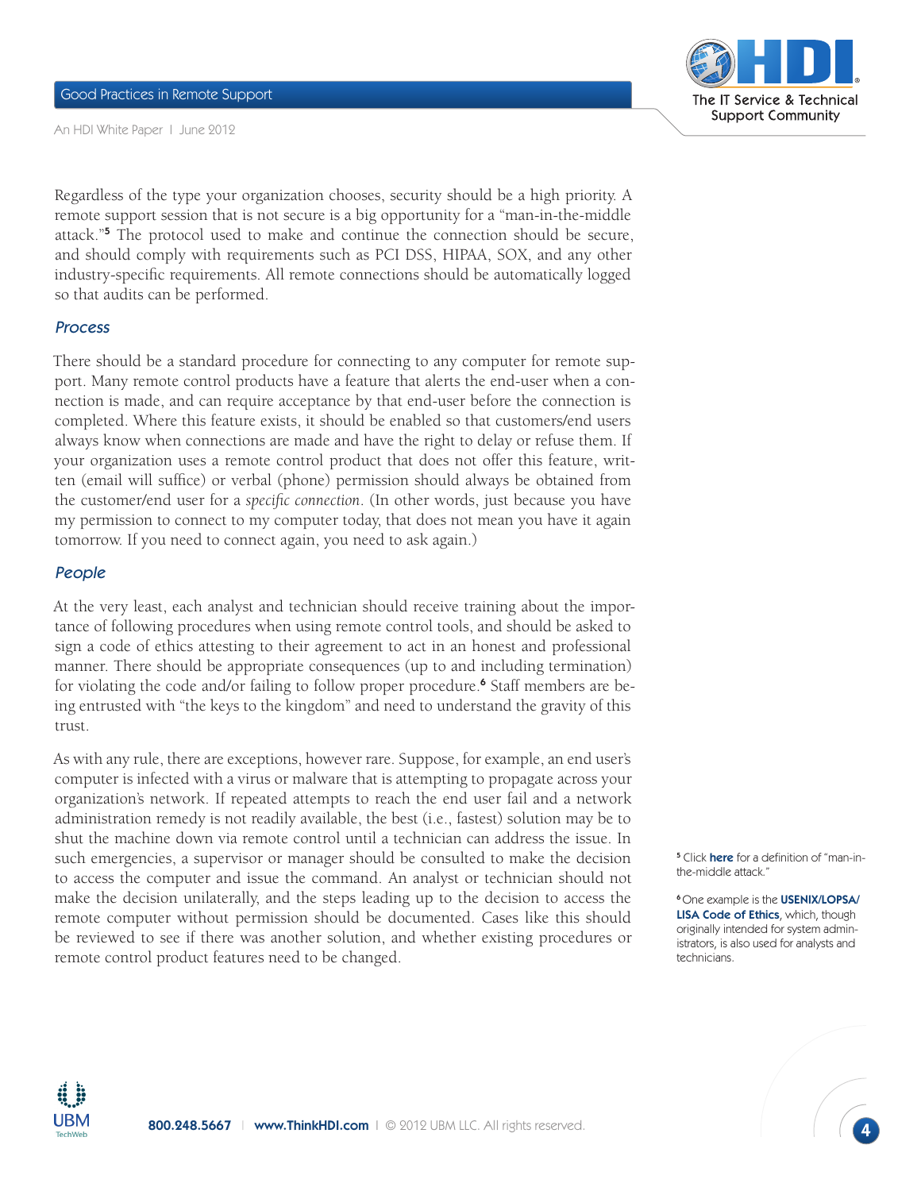Regardless of the type your organization chooses, security should be a high priority. A remote support session that is not secure is a big opportunity for a "man-in-the-middle attack."[5] The protocol used to make and continue the connection should be secure, and should comply with requirements such as PCI DSS, HIPAA, SOX, and any other industry-specific requirements. All remote connections should be automatically logged so that audits can be performed.

### *Process*

There should be a standard procedure for connecting to any computer for remote support. Many remote control products have a feature that alerts the end-user when a connection is made, and can require acceptance by that end-user before the connection is completed. Where this feature exists, it should be enabled so that customers/end users always know when connections are made and have the right to delay or refuse them. If your organization uses a remote control product that does not offer this feature, written (email will suffice) or verbal (phone) permission should always be obtained from the customer/end user for a *specific connection*. (In other words, just because you have my permission to connect to my computer today, that does not mean you have it again tomorrow. If you need to connect again, you need to ask again.)

### *People*

At the very least, each analyst and technician should receive training about the importance of following procedures when using remote control tools, and should be asked to sign a code of ethics attesting to their agreement to act in an honest and professional manner. There should be appropriate consequences (up to and including termination) for violating the code and/or failing to follow proper procedure.[6] Staff members are being entrusted with "the keys to the kingdom" and need to understand the gravity of this trust.

As with any rule, there are exceptions, however rare. Suppose, for example, an end user's computer is infected with a virus or malware that is attempting to propagate across your organization's network. If repeated attempts to reach the end user fail and a network administration remedy is not readily available, the best (i.e., fastest) solution may be to shut the machine down via remote control until a technician can address the issue. In such emergencies, a supervisor or manager should be consulted to make the decision to access the computer and issue the command. An analyst or technician should not make the decision unilaterally, and the steps leading up to the decision to access the remote computer without permission should be documented. Cases like this should be reviewed to see if there was another solution, and whether existing procedures or remote control product features need to be changed.

[5] Click **here** for a definition of "man-in-the-middle attack."

[6] One example is the **USENIX/LOPSA/LISA Code of Ethics**, which, though originally intended for system administrators, is also used for analysts and technicians.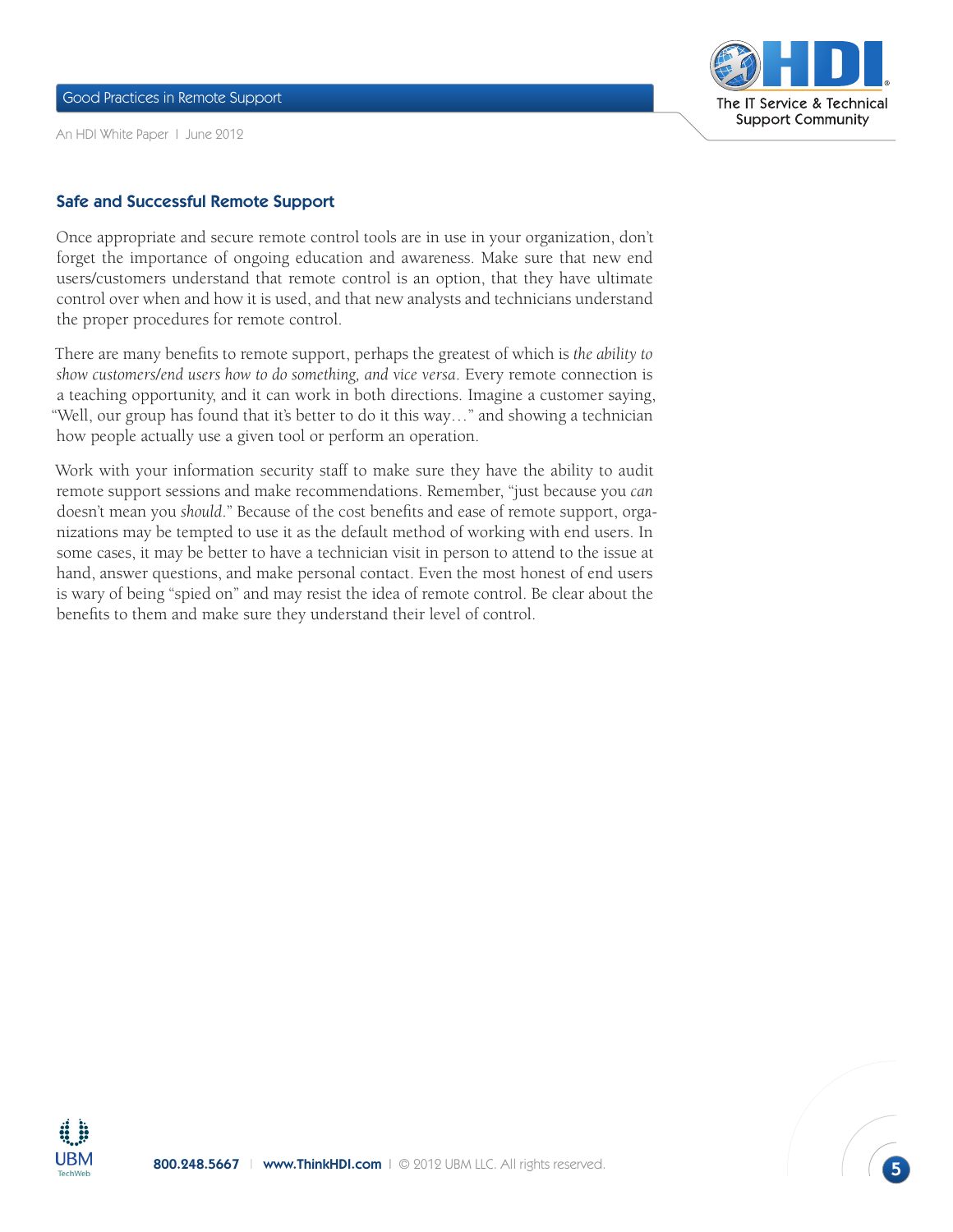## Safe and Successful Remote Support

Once appropriate and secure remote control tools are in use in your organization, don't forget the importance of ongoing education and awareness. Make sure that new end users/customers understand that remote control is an option, that they have ultimate control over when and how it is used, and that new analysts and technicians understand the proper procedures for remote control.

There are many benefits to remote support, perhaps the greatest of which is *the ability to show customers/end users how to do something, and vice versa*. Every remote connection is a teaching opportunity, and it can work in both directions. Imagine a customer saying, "Well, our group has found that it's better to do it this way…" and showing a technician how people actually use a given tool or perform an operation.

Work with your information security staff to make sure they have the ability to audit remote support sessions and make recommendations. Remember, "just because you *can* doesn't mean you *should*." Because of the cost benefits and ease of remote support, organizations may be tempted to use it as the default method of working with end users. In some cases, it may be better to have a technician visit in person to attend to the issue at hand, answer questions, and make personal contact. Even the most honest of end users is wary of being "spied on" and may resist the idea of remote control. Be clear about the benefits to them and make sure they understand their level of control.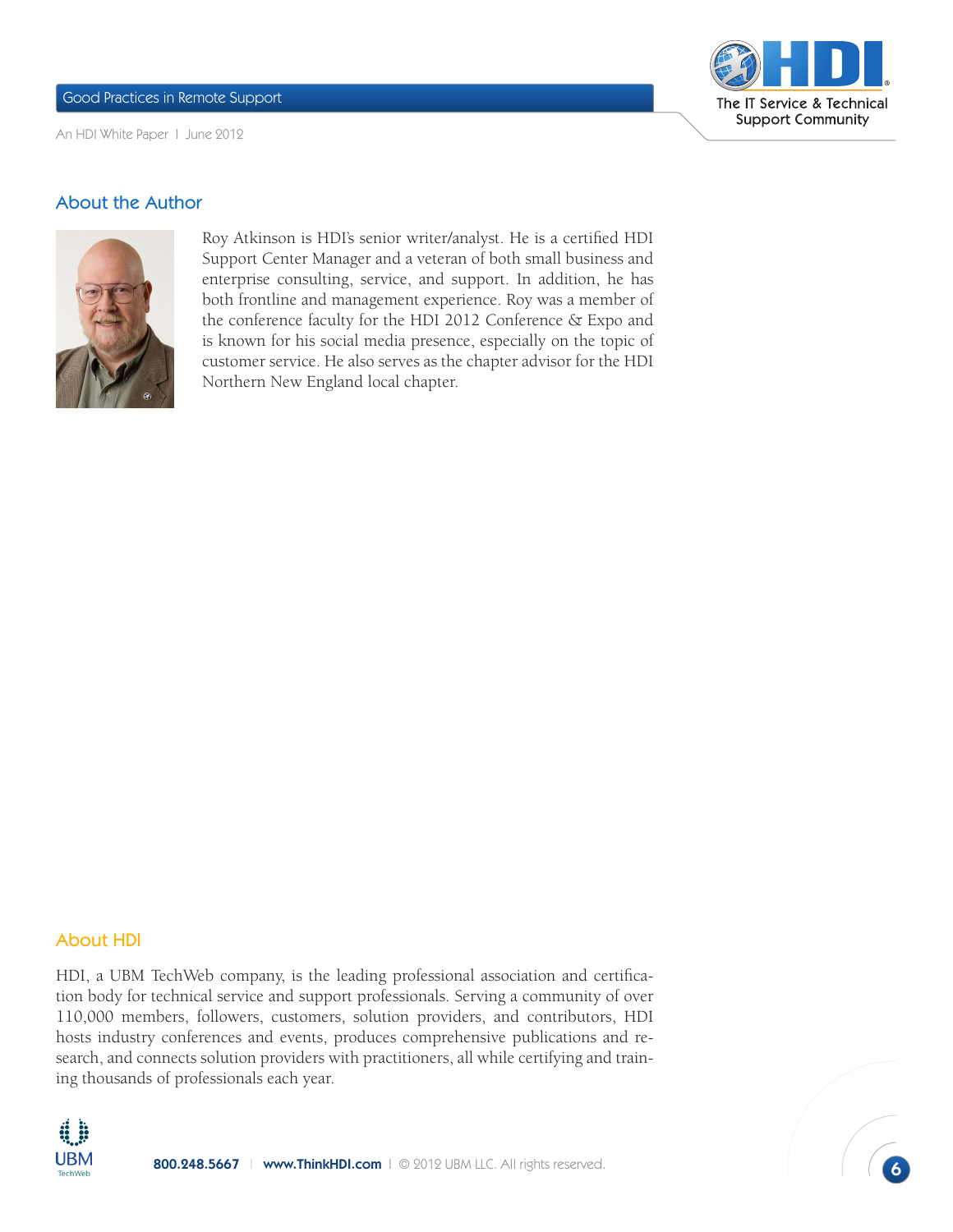## About the Author

Roy Atkinson is HDI's senior writer/analyst. He is a certified HDI Support Center Manager and a veteran of both small business and enterprise consulting, service, and support. In addition, he has both frontline and management experience. Roy was a member of the conference faculty for the HDI 2012 Conference & Expo and is known for his social media presence, especially on the topic of customer service. He also serves as the chapter advisor for the HDI Northern New England local chapter.

## About HDI

HDI, a UBM TechWeb company, is the leading professional association and certification body for technical service and support professionals. Serving a community of over 110,000 members, followers, customers, solution providers, and contributors, HDI hosts industry conferences and events, produces comprehensive publications and research, and connects solution providers with practitioners, all while certifying and training thousands of professionals each year.